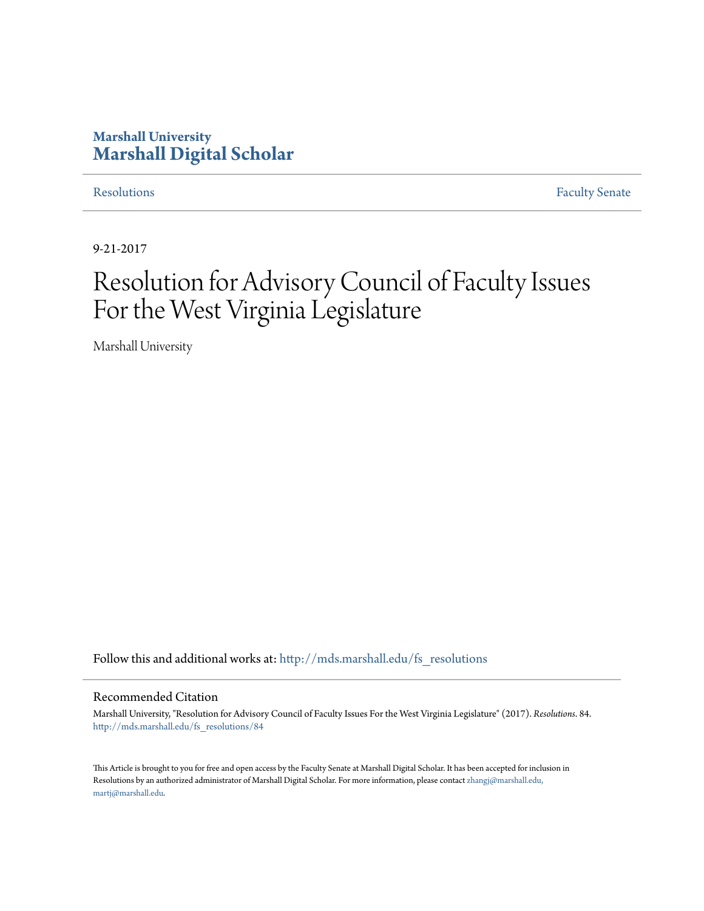**Marshall University**

**Marshall Digital Scholar**

Resolutions | Faculty Senate

9-21-2017

# Resolution for Advisory Council of Faculty Issues For the West Virginia Legislature

Marshall University

Follow this and additional works at: http://mds.marshall.edu/fs_resolutions

## Recommended Citation

Marshall University, "Resolution for Advisory Council of Faculty Issues For the West Virginia Legislature" (2017). *Resolutions*. 84.
http://mds.marshall.edu/fs_resolutions/84

This Article is brought to you for free and open access by the Faculty Senate at Marshall Digital Scholar. It has been accepted for inclusion in Resolutions by an authorized administrator of Marshall Digital Scholar. For more information, please contact zhangj@marshall.edu, martj@marshall.edu.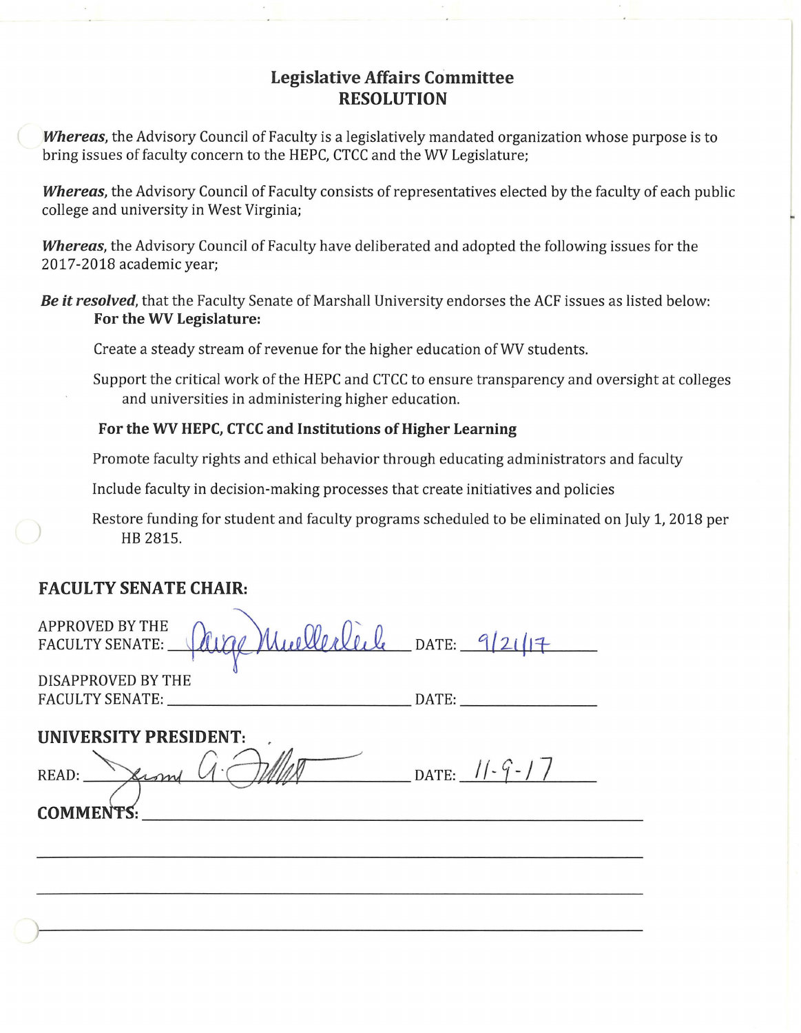## Legislative Affairs Committee
## RESOLUTION

***Whereas***, the Advisory Council of Faculty is a legislatively mandated organization whose purpose is to bring issues of faculty concern to the HEPC, CTCC and the WV Legislature;

***Whereas***, the Advisory Council of Faculty consists of representatives elected by the faculty of each public college and university in West Virginia;

***Whereas***, the Advisory Council of Faculty have deliberated and adopted the following issues for the 2017-2018 academic year;

***Be it resolved***, that the Faculty Senate of Marshall University endorses the ACF issues as listed below:

**For the WV Legislature:**

Create a steady stream of revenue for the higher education of WV students.

Support the critical work of the HEPC and CTCC to ensure transparency and oversight at colleges and universities in administering higher education.

**For the WV HEPC, CTCC and Institutions of Higher Learning**

Promote faculty rights and ethical behavior through educating administrators and faculty

Include faculty in decision-making processes that create initiatives and policies

Restore funding for student and faculty programs scheduled to be eliminated on July 1, 2018 per HB 2815.

**FACULTY SENATE CHAIR:**

APPROVED BY THE FACULTY SENATE: Paige Muellerleile DATE: 9/21/17

DISAPPROVED BY THE FACULTY SENATE: \_\_\_\_\_\_\_\_\_\_\_\_ DATE: \_\_\_\_\_\_\_\_

**UNIVERSITY PRESIDENT:**

READ: Jerome A. Gilbert DATE: 11-9-17

**COMMENTS:** \_\_\_\_\_\_\_\_\_\_\_\_